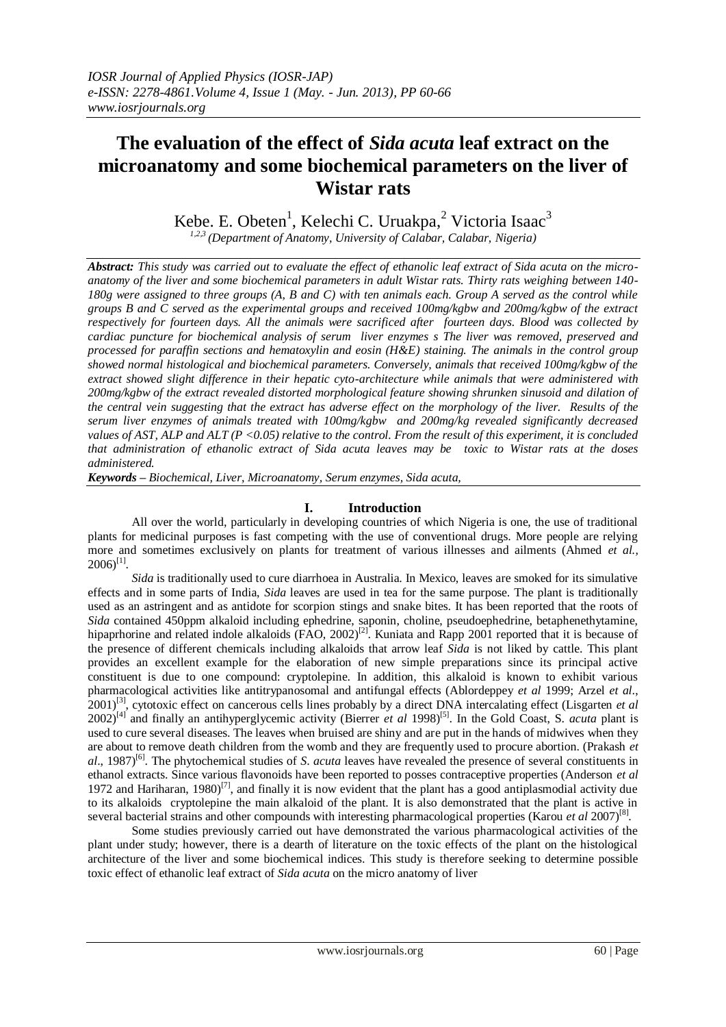# The evaluation of the effect of *Sida acuta* leaf extract on the microanatomy and some biochemical parameters on the liver of Wistar rats

Kebe. E. Obeten[1], Kelechi C. Uruakpa,[2] Victoria Isaac[3]

[1,2,3] *(Department of Anatomy, University of Calabar, Calabar, Nigeria)*

***Abstract:*** *This study was carried out to evaluate the effect of ethanolic leaf extract of Sida acuta on the micro-anatomy of the liver and some biochemical parameters in adult Wistar rats. Thirty rats weighing between 140-180g were assigned to three groups (A, B and C) with ten animals each. Group A served as the control while groups B and C served as the experimental groups and received 100mg/kgbw and 200mg/kgbw of the extract respectively for fourteen days. All the animals were sacrificed after fourteen days. Blood was collected by cardiac puncture for biochemical analysis of serum liver enzymes s The liver was removed, preserved and processed for paraffin sections and hematoxylin and eosin (H&E) staining. The animals in the control group showed normal histological and biochemical parameters. Conversely, animals that received 100mg/kgbw of the extract showed slight difference in their hepatic cyto-architecture while animals that were administered with 200mg/kgbw of the extract revealed distorted morphological feature showing shrunken sinusoid and dilation of the central vein suggesting that the extract has adverse effect on the morphology of the liver. Results of the serum liver enzymes of animals treated with 100mg/kgbw and 200mg/kg revealed significantly decreased values of AST, ALP and ALT ($P < 0.05$) relative to the control. From the result of this experiment, it is concluded that administration of ethanolic extract of Sida acuta leaves may be toxic to Wistar rats at the doses administered.*

***Keywords –*** ***Biochemical, Liver, Microanatomy, Serum enzymes, Sida acuta,***

## I. Introduction

All over the world, particularly in developing countries of which Nigeria is one, the use of traditional plants for medicinal purposes is fast competing with the use of conventional drugs. More people are relying more and sometimes exclusively on plants for treatment of various illnesses and ailments (Ahmed *et al.,* 2006)[1].

*Sida* is traditionally used to cure diarrhoea in Australia. In Mexico, leaves are smoked for its simulative effects and in some parts of India, *Sida* leaves are used in tea for the same purpose. The plant is traditionally used as an astringent and as antidote for scorpion stings and snake bites. It has been reported that the roots of *Sida* contained 450ppm alkaloid including ephedrine, saponin, choline, pseudoephedrine, betaphenethytamine, hipaprhorine and related indole alkaloids (FAO, 2002)[2]. Kuniata and Rapp 2001 reported that it is because of the presence of different chemicals including alkaloids that arrow leaf *Sida* is not liked by cattle. This plant provides an excellent example for the elaboration of new simple preparations since its principal active constituent is due to one compound: cryptolepine. In addition, this alkaloid is known to exhibit various pharmacological activities like antitrypanosomal and antifungal effects (Ablordeppey *et al* 1999; Arzel *et al*., 2001)[3], cytotoxic effect on cancerous cells lines probably by a direct DNA intercalating effect (Lisgarten *et al* 2002)[4] and finally an antihyperglycemic activity (Bierrer *et al* 1998)[5]. In the Gold Coast, S. *acuta* plant is used to cure several diseases. The leaves when bruised are shiny and are put in the hands of midwives when they are about to remove death children from the womb and they are frequently used to procure abortion. (Prakash *et al*., 1987)[6]. The phytochemical studies of *S. acuta* leaves have revealed the presence of several constituents in ethanol extracts. Since various flavonoids have been reported to posses contraceptive properties (Anderson *et al* 1972 and Hariharan, 1980)[7], and finally it is now evident that the plant has a good antiplasmodial activity due to its alkaloids cryptolepine the main alkaloid of the plant. It is also demonstrated that the plant is active in several bacterial strains and other compounds with interesting pharmacological properties (Karou *et al* 2007)[8].

Some studies previously carried out have demonstrated the various pharmacological activities of the plant under study; however, there is a dearth of literature on the toxic effects of the plant on the histological architecture of the liver and some biochemical indices. This study is therefore seeking to determine possible toxic effect of ethanolic leaf extract of *Sida acuta* on the micro anatomy of liver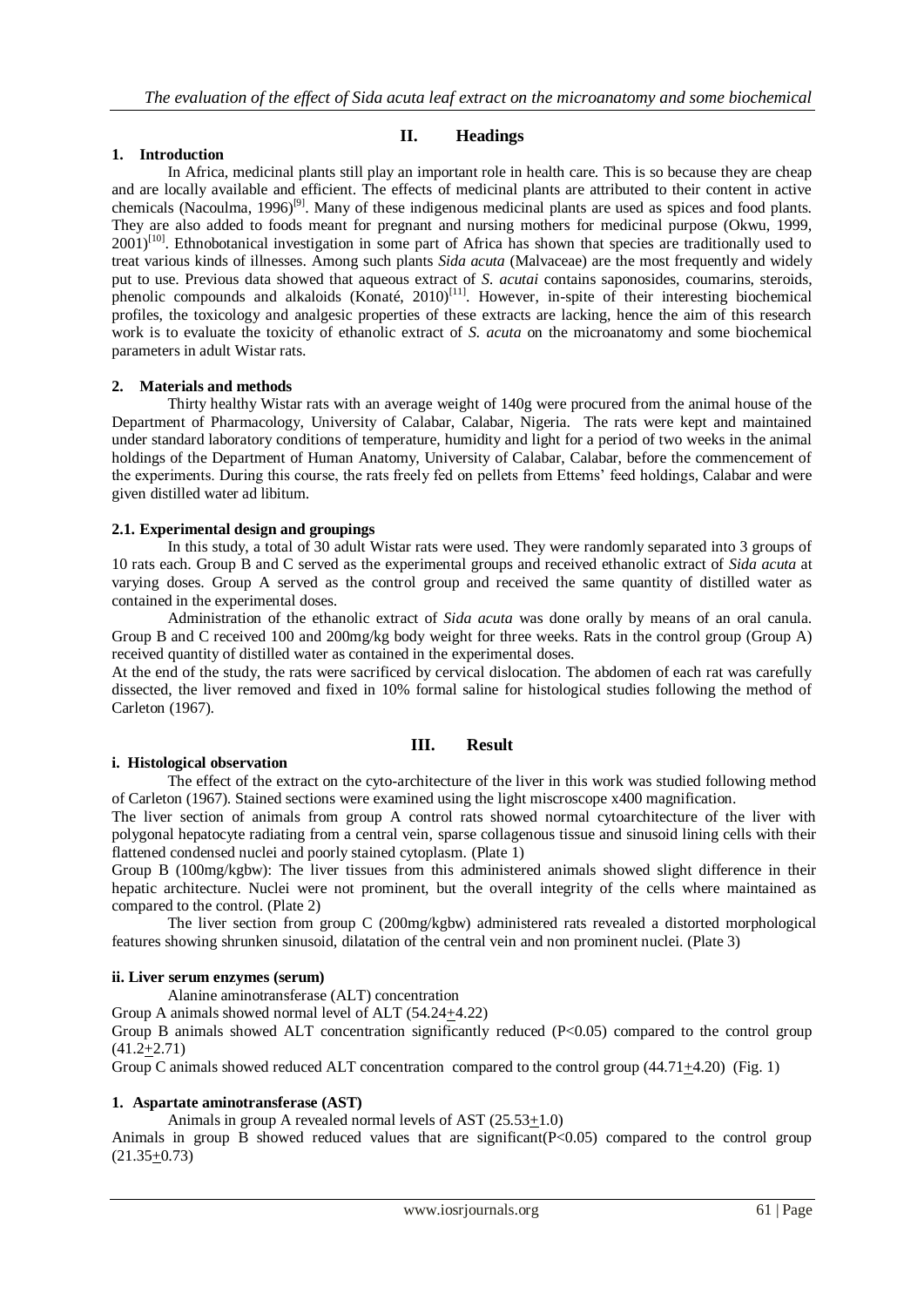## II. Headings

### 1. Introduction

In Africa, medicinal plants still play an important role in health care. This is so because they are cheap and are locally available and efficient. The effects of medicinal plants are attributed to their content in active chemicals (Nacoulma, 1996)[9]. Many of these indigenous medicinal plants are used as spices and food plants. They are also added to foods meant for pregnant and nursing mothers for medicinal purpose (Okwu, 1999, 2001)[10]. Ethnobotanical investigation in some part of Africa has shown that species are traditionally used to treat various kinds of illnesses. Among such plants *Sida acuta* (Malvaceae) are the most frequently and widely put to use. Previous data showed that aqueous extract of *S. acutai* contains saponosides, coumarins, steroids, phenolic compounds and alkaloids (Konaté, 2010)[11]. However, in-spite of their interesting biochemical profiles, the toxicology and analgesic properties of these extracts are lacking, hence the aim of this research work is to evaluate the toxicity of ethanolic extract of *S. acuta* on the microanatomy and some biochemical parameters in adult Wistar rats.

### 2. Materials and methods

Thirty healthy Wistar rats with an average weight of 140g were procured from the animal house of the Department of Pharmacology, University of Calabar, Calabar, Nigeria. The rats were kept and maintained under standard laboratory conditions of temperature, humidity and light for a period of two weeks in the animal holdings of the Department of Human Anatomy, University of Calabar, Calabar, before the commencement of the experiments. During this course, the rats freely fed on pellets from Ettems' feed holdings, Calabar and were given distilled water ad libitum.

#### 2.1. Experimental design and groupings

In this study, a total of 30 adult Wistar rats were used. They were randomly separated into 3 groups of 10 rats each. Group B and C served as the experimental groups and received ethanolic extract of *Sida acuta* at varying doses. Group A served as the control group and received the same quantity of distilled water as contained in the experimental doses.

Administration of the ethanolic extract of *Sida acuta* was done orally by means of an oral canula. Group B and C received 100 and 200mg/kg body weight for three weeks. Rats in the control group (Group A) received quantity of distilled water as contained in the experimental doses.

At the end of the study, the rats were sacrificed by cervical dislocation. The abdomen of each rat was carefully dissected, the liver removed and fixed in 10% formal saline for histological studies following the method of Carleton (1967).

## III. Result

### i. Histological observation

The effect of the extract on the cyto-architecture of the liver in this work was studied following method of Carleton (1967). Stained sections were examined using the light miscroscope x400 magnification.

The liver section of animals from group A control rats showed normal cytoarchitecture of the liver with polygonal hepatocyte radiating from a central vein, sparse collagenous tissue and sinusoid lining cells with their flattened condensed nuclei and poorly stained cytoplasm. (Plate 1)

Group B (100mg/kgbw): The liver tissues from this administered animals showed slight difference in their hepatic architecture. Nuclei were not prominent, but the overall integrity of the cells where maintained as compared to the control. (Plate 2)

The liver section from group C (200mg/kgbw) administered rats revealed a distorted morphological features showing shrunken sinusoid, dilatation of the central vein and non prominent nuclei. (Plate 3)

### ii. Liver serum enzymes (serum)

Alanine aminotransferase (ALT) concentration

Group A animals showed normal level of ALT (54.24±4.22)

Group B animals showed ALT concentration significantly reduced ($P<0.05$) compared to the control group (41.2±2.71)

Group C animals showed reduced ALT concentration compared to the control group (44.71±4.20) (Fig. 1)

### 1. Aspartate aminotransferase (AST)

Animals in group A revealed normal levels of AST (25.53±1.0)

Animals in group B showed reduced values that are significant($P<0.05$) compared to the control group (21.35±0.73)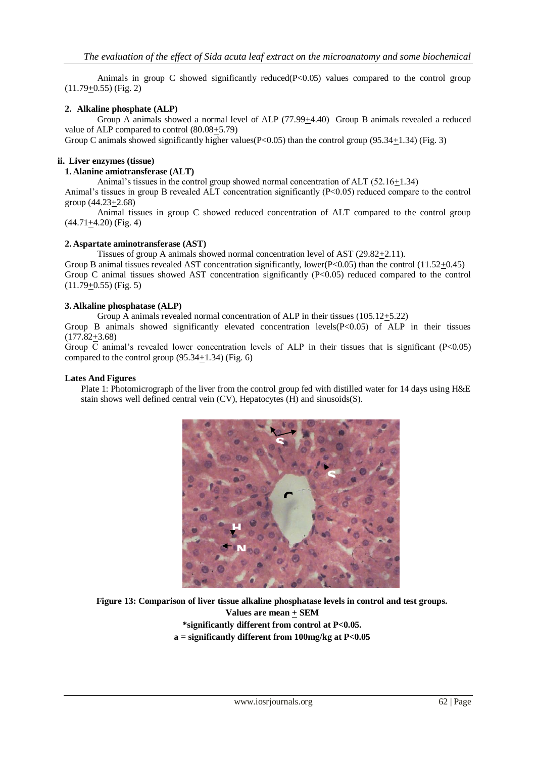Animals in group C showed significantly reduced($P<0.05$) values compared to the control group (11.79+0.55) (Fig. 2)

**2. Alkaline phosphate (ALP)**

Group A animals showed a normal level of ALP (77.99+4.40) Group B animals revealed a reduced value of ALP compared to control (80.08+5.79)

Group C animals showed significantly higher values($P<0.05$) than the control group (95.34+1.34) (Fig. 3)

**ii. Liver enzymes (tissue)**

**1. Alanine amiotransferase (ALT)**

Animal's tissues in the control group showed normal concentration of ALT (52.16+1.34)

Animal's tissues in group B revealed ALT concentration significantly ($P<0.05$) reduced compare to the control group (44.23+2.68)

Animal tissues in group C showed reduced concentration of ALT compared to the control group (44.71+4.20) (Fig. 4)

**2. Aspartate aminotransferase (AST)**

Tissues of group A animals showed normal concentration level of AST (29.82+2.11).

Group B animal tissues revealed AST concentration significantly, lower($P<0.05$) than the control (11.52+0.45)

Group C animal tissues showed AST concentration significantly ($P<0.05$) reduced compared to the control (11.79+0.55) (Fig. 5)

**3. Alkaline phosphatase (ALP)**

Group A animals revealed normal concentration of ALP in their tissues (105.12+5.22)

Group B animals showed significantly elevated concentration levels($P<0.05$) of ALP in their tissues (177.82+3.68)

Group C animal's revealed lower concentration levels of ALP in their tissues that is significant ($P<0.05$) compared to the control group (95.34+1.34) (Fig. 6)

**Lates And Figures**

Plate 1: Photomicrograph of the liver from the control group fed with distilled water for 14 days using H&E stain shows well defined central vein (CV), Hepatocytes (H) and sinusoids(S).

**Figure 13: Comparison of liver tissue alkaline phosphatase levels in control and test groups.**
**Values are mean + SEM**
**\*significantly different from control at $P<0.05$.**
**a = significantly different from 100mg/kg at $P<0.05$**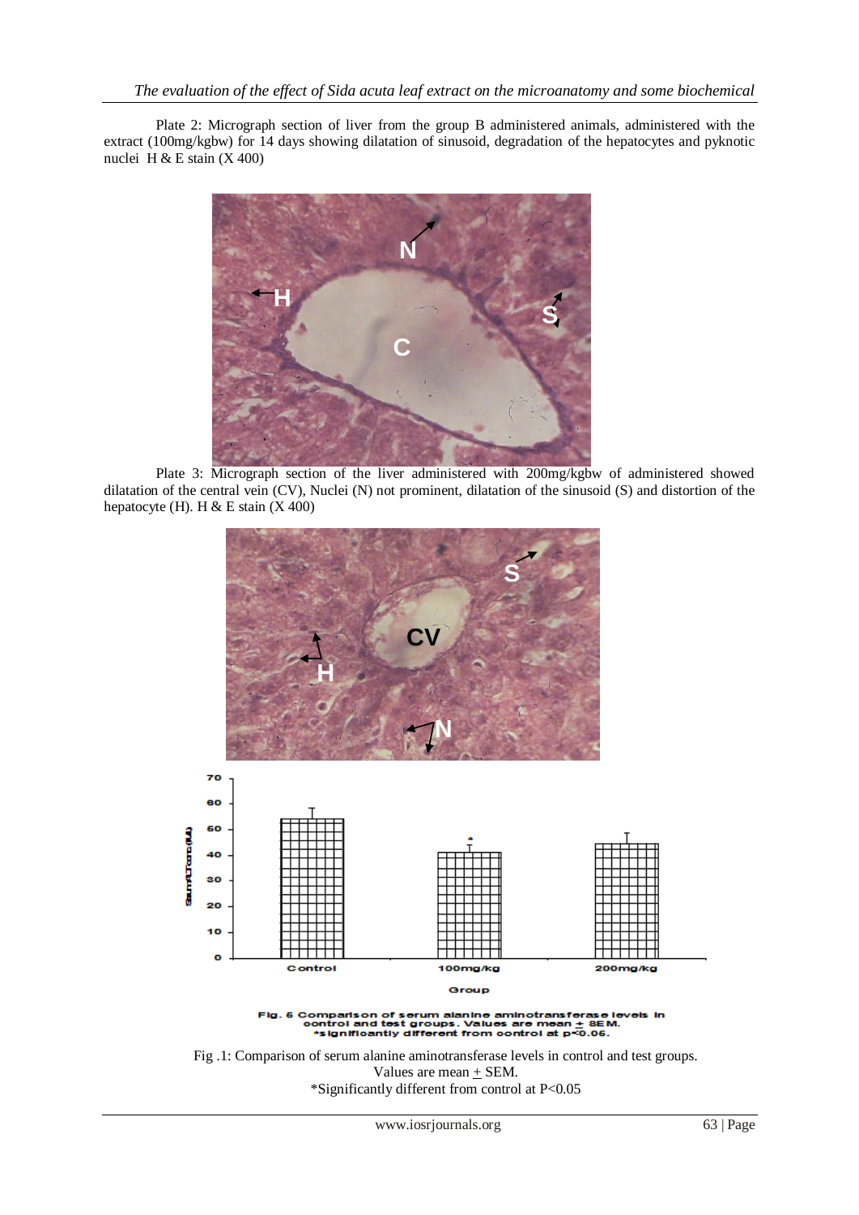Plate 2: Micrograph section of liver from the group B administered animals, administered with the extract (100mg/kgbw) for 14 days showing dilatation of sinusoid, degradation of the hepatocytes and pyknotic nuclei H & E stain (X 400)

Plate 3: Micrograph section of the liver administered with 200mg/kgbw of administered showed dilatation of the central vein (CV), Nuclei (N) not prominent, dilatation of the sinusoid (S) and distortion of the hepatocyte (H). H & E stain (X 400)

Fig .1: Comparison of serum alanine aminotransferase levels in control and test groups. Values are mean ± SEM.
*Significantly different from control at P<0.05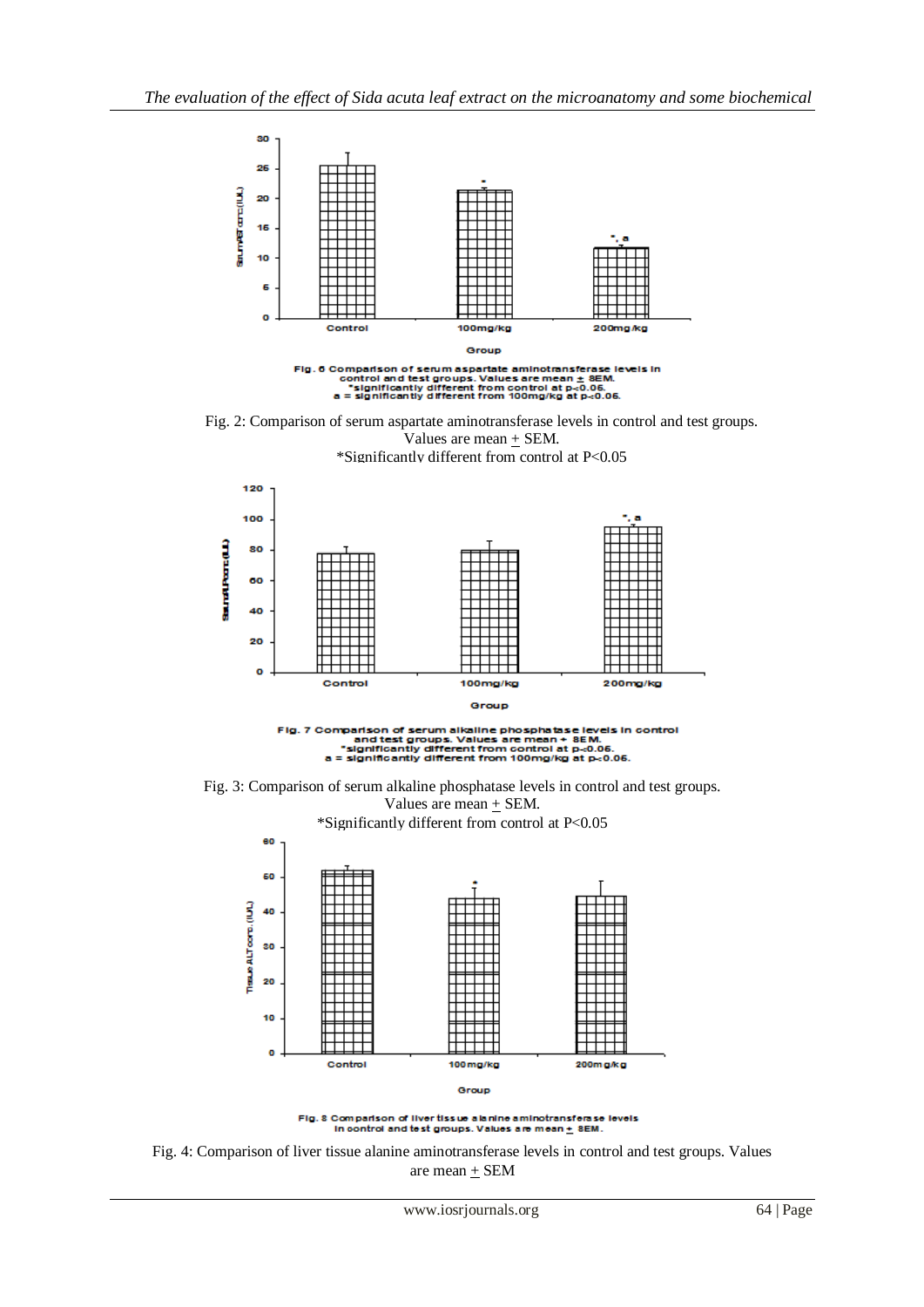Fig. 2: Comparison of serum aspartate aminotransferase levels in control and test groups. Values are mean + SEM.
*Significantly different from control at P<0.05

Fig. 3: Comparison of serum alkaline phosphatase levels in control and test groups. Values are mean + SEM.
*Significantly different from control at P<0.05

Fig. 4: Comparison of liver tissue alanine aminotransferase levels in control and test groups. Values are mean + SEM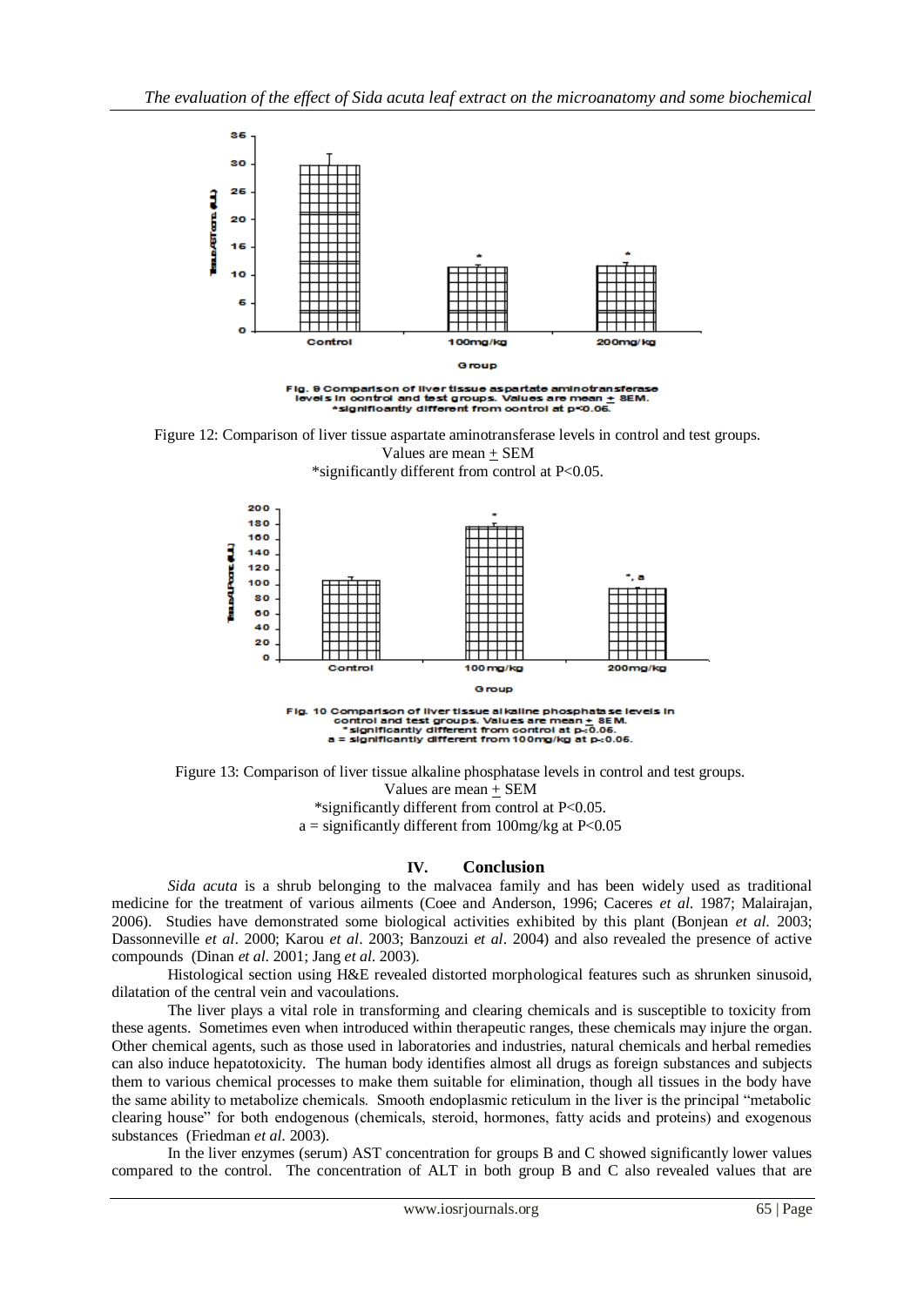Figure 12: Comparison of liver tissue aspartate aminotransferase levels in control and test groups.
Values are mean + SEM
*significantly different from control at P<0.05.

Figure 13: Comparison of liver tissue alkaline phosphatase levels in control and test groups.
Values are mean + SEM
*significantly different from control at P<0.05.
a = significantly different from 100mg/kg at P<0.05

## IV. Conclusion

*Sida acuta* is a shrub belonging to the malvacea family and has been widely used as traditional medicine for the treatment of various ailments (Coee and Anderson, 1996; Caceres *et al.* 1987; Malairajan, 2006). Studies have demonstrated some biological activities exhibited by this plant (Bonjean *et al.* 2003; Dassonneville *et al*. 2000; Karou *et al*. 2003; Banzouzi *et al*. 2004) and also revealed the presence of active compounds (Dinan *et al*. 2001; Jang *et al*. 2003).

Histological section using H&E revealed distorted morphological features such as shrunken sinusoid, dilatation of the central vein and vacoulations.

The liver plays a vital role in transforming and clearing chemicals and is susceptible to toxicity from these agents. Sometimes even when introduced within therapeutic ranges, these chemicals may injure the organ. Other chemical agents, such as those used in laboratories and industries, natural chemicals and herbal remedies can also induce hepatotoxicity. The human body identifies almost all drugs as foreign substances and subjects them to various chemical processes to make them suitable for elimination, though all tissues in the body have the same ability to metabolize chemicals. Smooth endoplasmic reticulum in the liver is the principal "metabolic clearing house" for both endogenous (chemicals, steroid, hormones, fatty acids and proteins) and exogenous substances (Friedman *et al*. 2003).

In the liver enzymes (serum) AST concentration for groups B and C showed significantly lower values compared to the control. The concentration of ALT in both group B and C also revealed values that are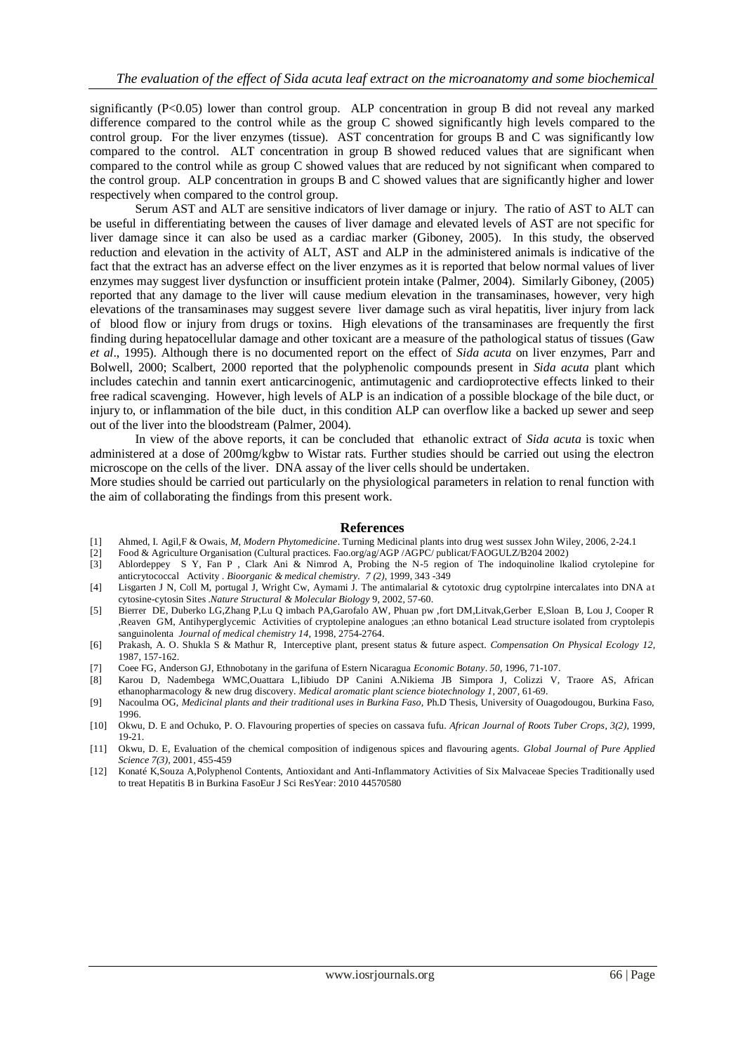significantly ($P<0.05$) lower than control group. ALP concentration in group B did not reveal any marked difference compared to the control while as the group C showed significantly high levels compared to the control group. For the liver enzymes (tissue). AST concentration for groups B and C was significantly low compared to the control. ALT concentration in group B showed reduced values that are significant when compared to the control while as group C showed values that are reduced by not significant when compared to the control group. ALP concentration in groups B and C showed values that are significantly higher and lower respectively when compared to the control group.

Serum AST and ALT are sensitive indicators of liver damage or injury. The ratio of AST to ALT can be useful in differentiating between the causes of liver damage and elevated levels of AST are not specific for liver damage since it can also be used as a cardiac marker (Giboney, 2005). In this study, the observed reduction and elevation in the activity of ALT, AST and ALP in the administered animals is indicative of the fact that the extract has an adverse effect on the liver enzymes as it is reported that below normal values of liver enzymes may suggest liver dysfunction or insufficient protein intake (Palmer, 2004). Similarly Giboney, (2005) reported that any damage to the liver will cause medium elevation in the transaminases, however, very high elevations of the transaminases may suggest severe liver damage such as viral hepatitis, liver injury from lack of blood flow or injury from drugs or toxins. High elevations of the transaminases are frequently the first finding during hepatocellular damage and other toxicant are a measure of the pathological status of tissues (Gaw *et al*., 1995). Although there is no documented report on the effect of *Sida acuta* on liver enzymes, Parr and Bolwell, 2000; Scalbert, 2000 reported that the polyphenolic compounds present in *Sida acuta* plant which includes catechin and tannin exert anticarcinogenic, antimutagenic and cardioprotective effects linked to their free radical scavenging. However, high levels of ALP is an indication of a possible blockage of the bile duct, or injury to, or inflammation of the bile duct, in this condition ALP can overflow like a backed up sewer and seep out of the liver into the bloodstream (Palmer, 2004).

In view of the above reports, it can be concluded that ethanolic extract of *Sida acuta* is toxic when administered at a dose of 200mg/kgbw to Wistar rats. Further studies should be carried out using the electron microscope on the cells of the liver. DNA assay of the liver cells should be undertaken.

More studies should be carried out particularly on the physiological parameters in relation to renal function with the aim of collaborating the findings from this present work.

## References

[1] Ahmed, I. Agil,F & Owais, *M, Modern Phytomedicine*. Turning Medicinal plants into drug west sussex John Wiley, 2006, 2-24.1

[2] Food & Agriculture Organisation (Cultural practices. Fao.org/ag/AGP /AGPC/ publicat/FAOGULZ/B204 2002)

[3] Ablordeppey S Y, Fan P , Clark Ani & Nimrod A, Probing the N-5 region of The indoquinoline lkaliod crytolepine for anticrytococcal Activity . *Bioorganic & medical chemistry. 7 (2)*, 1999, 343 -349

[4] Lisgarten J N, Coll M, portugal J, Wright Cw, Aymami J. The antimalarial & cytotoxic drug cyptolrpine intercalates into DNA at cytosine-cytosin Sites .*Nature Structural & Molecular Biology* 9, 2002, 57-60.

[5] Bierrer DE, Duberko LG,Zhang P,Lu Q imbach PA,Garofalo AW, Phuan pw ,fort DM,Litvak,Gerber E,Sloan B, Lou J, Cooper R ,Reaven GM, Antihyperglycemic Activities of cryptolepine analogues ;an ethno botanical Lead structure isolated from cryptolepis sanguinolenta *Journal of medical chemistry 14*, 1998, 2754-2764.

[6] Prakash, A. O. Shukla S & Mathur R, Interceptive plant, present status & future aspect. *Compensation On Physical Ecology 12*, 1987, 157-162.

[7] Coee FG, Anderson GJ, Ethnobotany in the garifuna of Estern Nicaragua *Economic Botany*. *50*, 1996, 71-107.

[8] Karou D, Nadembega WMC,Ouattara L,Iibiudo DP Canini A.Nikiema JB Simpora J, Colizzi V, Traore AS, African ethanopharmacology & new drug discovery. *Medical aromatic plant science biotechnology 1*, 2007, 61-69.

[9] Nacoulma OG, *Medicinal plants and their traditional uses in Burkina Faso*, Ph.D Thesis, University of Ouagodougou, Burkina Faso, 1996.

[10] Okwu, D. E and Ochuko, P. O. Flavouring properties of species on cassava fufu. *African Journal of Roots Tuber Crops*, *3(2)*, 1999, 19-21.

[11] Okwu, D. E, Evaluation of the chemical composition of indigenous spices and flavouring agents. *Global Journal of Pure Applied Science 7(3)*, 2001, 455-459

[12] Konaté K,Souza A,Polyphenol Contents, Antioxidant and Anti-Inflammatory Activities of Six Malvaceae Species Traditionally used to treat Hepatitis B in Burkina FasoEur J Sci ResYear: 2010 44570580